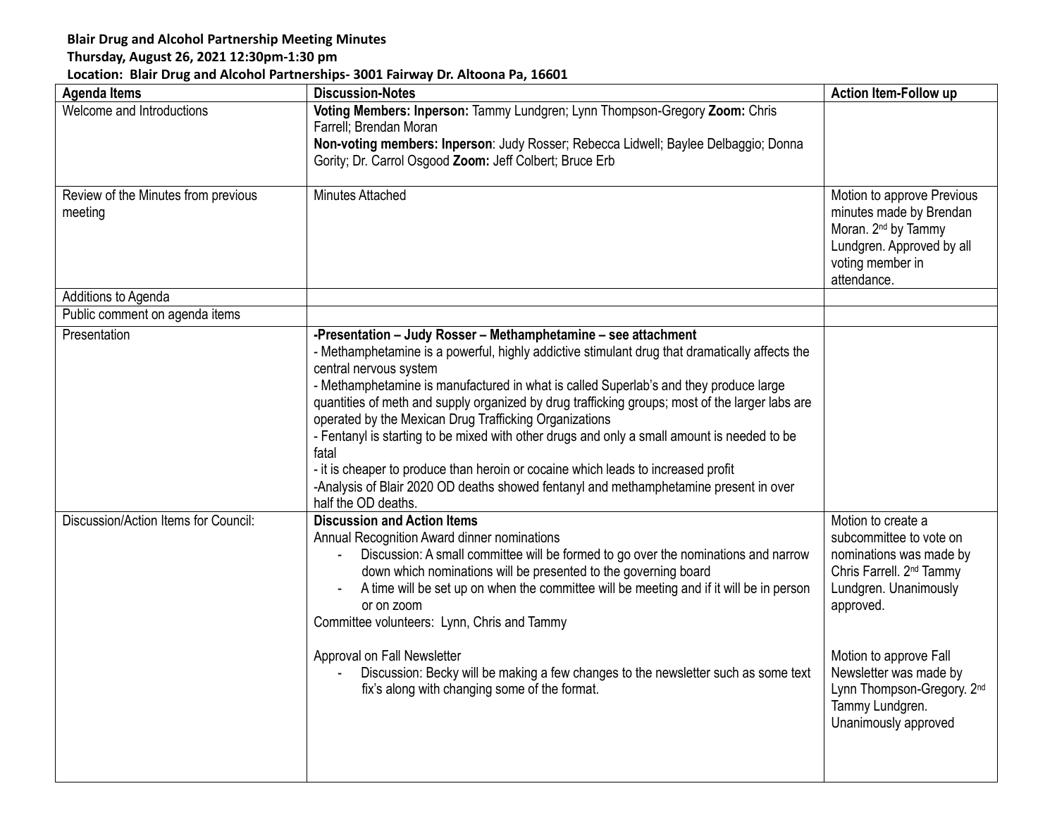**Blair Drug and Alcohol Partnership Meeting Minutes**
**Thursday, August 26, 2021 12:30pm-1:30 pm**
**Location: Blair Drug and Alcohol Partnerships- 3001 Fairway Dr. Altoona Pa, 16601**

| Agenda Items | Discussion-Notes | Action Item-Follow up |
|---|---|---|
| Welcome and Introductions | **Voting Members: Inperson:** Tammy Lundgren; Lynn Thompson-Gregory **Zoom:** Chris Farrell; Brendan Moran<br>**Non-voting members: Inperson**: Judy Rosser; Rebecca Lidwell; Baylee Delbaggio; Donna Gority; Dr. Carrol Osgood **Zoom:** Jeff Colbert; Bruce Erb | |
| Review of the Minutes from previous meeting | Minutes Attached | Motion to approve Previous minutes made by Brendan Moran. 2nd by Tammy Lundgren. Approved by all voting member in attendance. |
| Additions to Agenda | | |
| Public comment on agenda items | | |
| Presentation | **-Presentation – Judy Rosser – Methamphetamine – see attachment**<br>- Methamphetamine is a powerful, highly addictive stimulant drug that dramatically affects the central nervous system<br>- Methamphetamine is manufactured in what is called Superlab's and they produce large quantities of meth and supply organized by drug trafficking groups; most of the larger labs are operated by the Mexican Drug Trafficking Organizations<br>- Fentanyl is starting to be mixed with other drugs and only a small amount is needed to be fatal<br>- it is cheaper to produce than heroin or cocaine which leads to increased profit<br>-Analysis of Blair 2020 OD deaths showed fentanyl and methamphetamine present in over half the OD deaths. | |
| Discussion/Action Items for Council: | **Discussion and Action Items**<br>Annual Recognition Award dinner nominations<br>- Discussion: A small committee will be formed to go over the nominations and narrow down which nominations will be presented to the governing board<br>- A time will be set up on when the committee will be meeting and if it will be in person or on zoom<br>Committee volunteers: Lynn, Chris and Tammy<br><br>Approval on Fall Newsletter<br>- Discussion: Becky will be making a few changes to the newsletter such as some text fix's along with changing some of the format. | Motion to create a subcommittee to vote on nominations was made by Chris Farrell. 2nd Tammy Lundgren. Unanimously approved.<br><br>Motion to approve Fall Newsletter was made by Lynn Thompson-Gregory. 2nd Tammy Lundgren. Unanimously approved |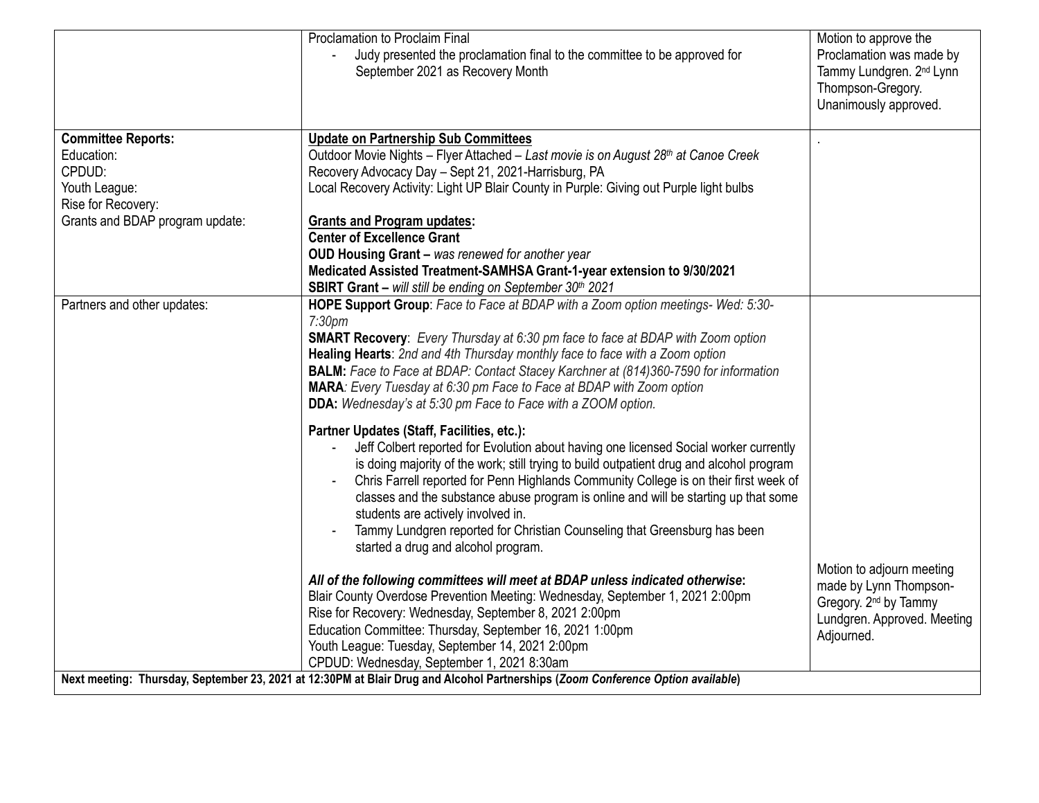| | | |
|---|---|---|
| | Proclamation to Proclaim Final<br>- Judy presented the proclamation final to the committee to be approved for September 2021 as Recovery Month | Motion to approve the Proclamation was made by Tammy Lundgren. 2nd Lynn Thompson-Gregory. Unanimously approved. |
| **Committee Reports:**<br>Education:<br>CPDUD:<br>Youth League:<br>Rise for Recovery:<br>Grants and BDAP program update: | **Update on Partnership Sub Committees**<br>Outdoor Movie Nights – Flyer Attached – *Last movie is on August 28th at Canoe Creek*<br>Recovery Advocacy Day – Sept 21, 2021-Harrisburg, PA<br>Local Recovery Activity: Light UP Blair County in Purple: Giving out Purple light bulbs<br><br>**Grants and Program updates:**<br>**Center of Excellence Grant**<br>**OUD Housing Grant –** *was renewed for another year*<br>**Medicated Assisted Treatment-SAMHSA Grant-1-year extension to 9/30/2021**<br>**SBIRT Grant –** *will still be ending on September 30th 2021* | . |
| Partners and other updates: | **HOPE Support Group**: *Face to Face at BDAP with a Zoom option meetings- Wed: 5:30-7:30pm*<br>**SMART Recovery**: *Every Thursday at 6:30 pm face to face at BDAP with Zoom option*<br>**Healing Hearts**: *2nd and 4th Thursday monthly face to face with a Zoom option*<br>**BALM:** *Face to Face at BDAP: Contact Stacey Karchner at (814)360-7590 for information*<br>**MARA**: *Every Tuesday at 6:30 pm Face to Face at BDAP with Zoom option*<br>**DDA:** *Wednesday's at 5:30 pm Face to Face with a ZOOM option.*<br><br>**Partner Updates (Staff, Facilities, etc.):**<br>- Jeff Colbert reported for Evolution about having one licensed Social worker currently is doing majority of the work; still trying to build outpatient drug and alcohol program<br>- Chris Farrell reported for Penn Highlands Community College is on their first week of classes and the substance abuse program is online and will be starting up that some students are actively involved in.<br>- Tammy Lundgren reported for Christian Counseling that Greensburg has been started a drug and alcohol program.<br><br>***All of the following committees will meet at BDAP unless indicated otherwise*:**<br>Blair County Overdose Prevention Meeting: Wednesday, September 1, 2021 2:00pm<br>Rise for Recovery: Wednesday, September 8, 2021 2:00pm<br>Education Committee: Thursday, September 16, 2021 1:00pm<br>Youth League: Tuesday, September 14, 2021 2:00pm<br>CPDUD: Wednesday, September 1, 2021 8:30am | Motion to adjourn meeting made by Lynn Thompson-Gregory. 2nd by Tammy Lundgren. Approved. Meeting Adjourned. |
| **Next meeting: Thursday, September 23, 2021 at 12:30PM at Blair Drug and Alcohol Partnerships (*Zoom Conference Option available*)** | | |